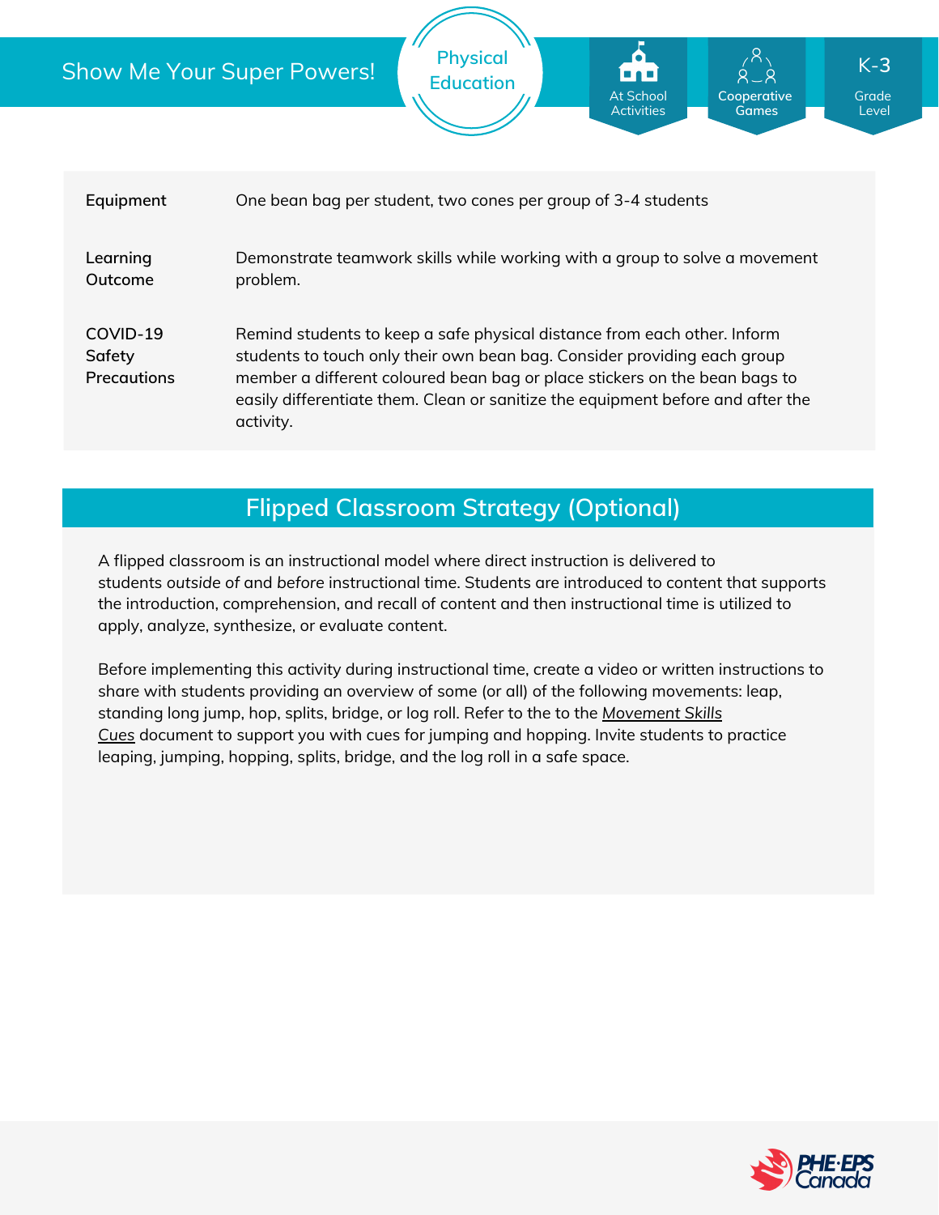# Show Me Your Super Powers!

Physical Education

At School Activities | Cooperative Games | K-3 Grade Level

| | |
|---|---|
| **Equipment** | One bean bag per student, two cones per group of 3-4 students |
| **Learning Outcome** | Demonstrate teamwork skills while working with a group to solve a movement problem. |
| **COVID-19 Safety Precautions** | Remind students to keep a safe physical distance from each other. Inform students to touch only their own bean bag. Consider providing each group member a different coloured bean bag or place stickers on the bean bags to easily differentiate them. Clean or sanitize the equipment before and after the activity. |

## Flipped Classroom Strategy (Optional)

A flipped classroom is an instructional model where direct instruction is delivered to students *outside of* and *before* instructional time. Students are introduced to content that supports the introduction, comprehension, and recall of content and then instructional time is utilized to apply, analyze, synthesize, or evaluate content.

Before implementing this activity during instructional time, create a video or written instructions to share with students providing an overview of some (or all) of the following movements: leap, standing long jump, hop, splits, bridge, or log roll. Refer to the to the *Movement Skills Cues* document to support you with cues for jumping and hopping. Invite students to practice leaping, jumping, hopping, splits, bridge, and the log roll in a safe space.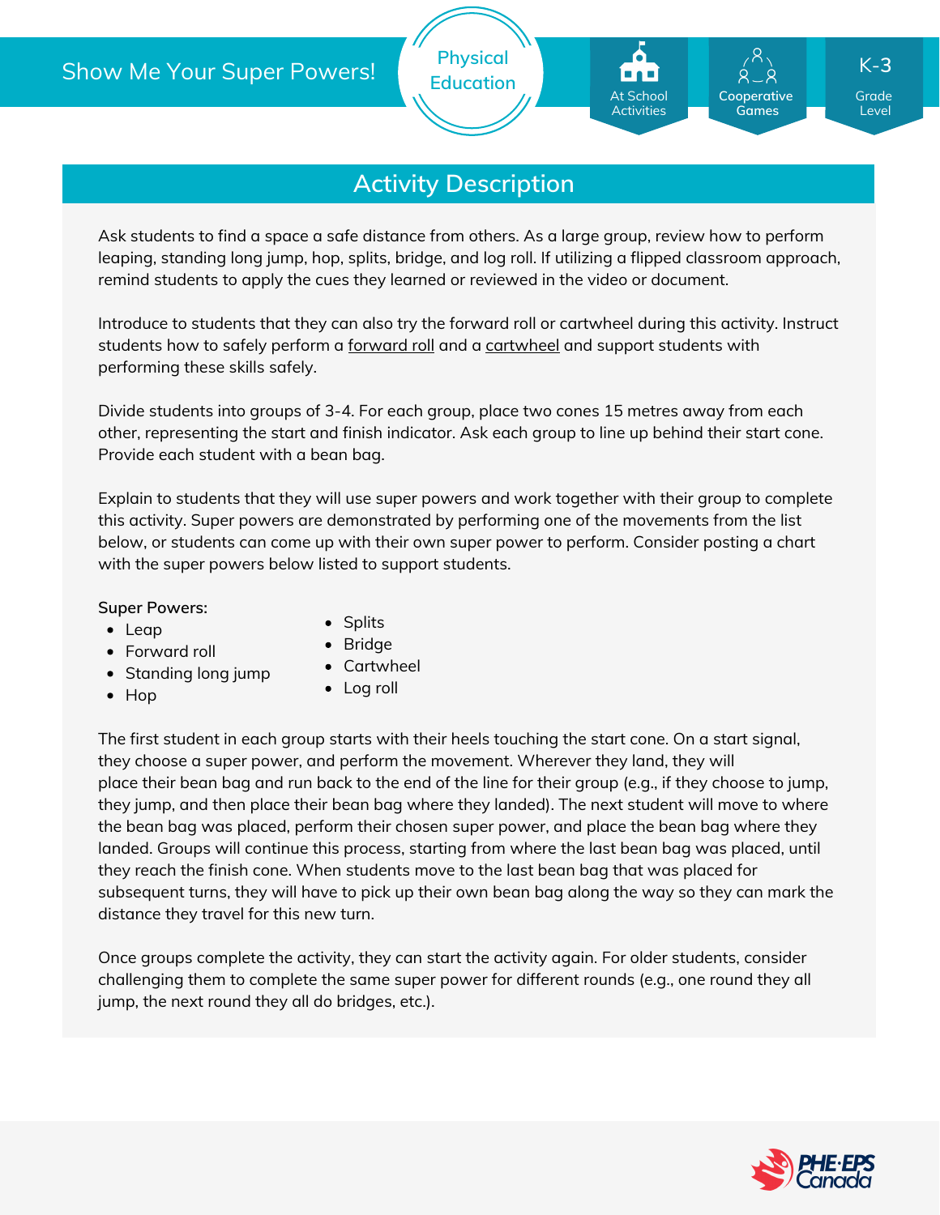## Activity Description

Ask students to find a space a safe distance from others. As a large group, review how to perform leaping, standing long jump, hop, splits, bridge, and log roll. If utilizing a flipped classroom approach, remind students to apply the cues they learned or reviewed in the video or document.

Introduce to students that they can also try the forward roll or cartwheel during this activity. Instruct students how to safely perform a forward roll and a cartwheel and support students with performing these skills safely.

Divide students into groups of 3-4. For each group, place two cones 15 metres away from each other, representing the start and finish indicator. Ask each group to line up behind their start cone. Provide each student with a bean bag.

Explain to students that they will use super powers and work together with their group to complete this activity. Super powers are demonstrated by performing one of the movements from the list below, or students can come up with their own super power to perform. Consider posting a chart with the super powers below listed to support students.

**Super Powers:**

- Leap
- Forward roll
- Standing long jump
- Hop
- Splits
- Bridge
- Cartwheel
- Log roll

The first student in each group starts with their heels touching the start cone. On a start signal, they choose a super power, and perform the movement. Wherever they land, they will place their bean bag and run back to the end of the line for their group (e.g., if they choose to jump, they jump, and then place their bean bag where they landed). The next student will move to where the bean bag was placed, perform their chosen super power, and place the bean bag where they landed. Groups will continue this process, starting from where the last bean bag was placed, until they reach the finish cone. When students move to the last bean bag that was placed for subsequent turns, they will have to pick up their own bean bag along the way so they can mark the distance they travel for this new turn.

Once groups complete the activity, they can start the activity again. For older students, consider challenging them to complete the same super power for different rounds (e.g., one round they all jump, the next round they all do bridges, etc.).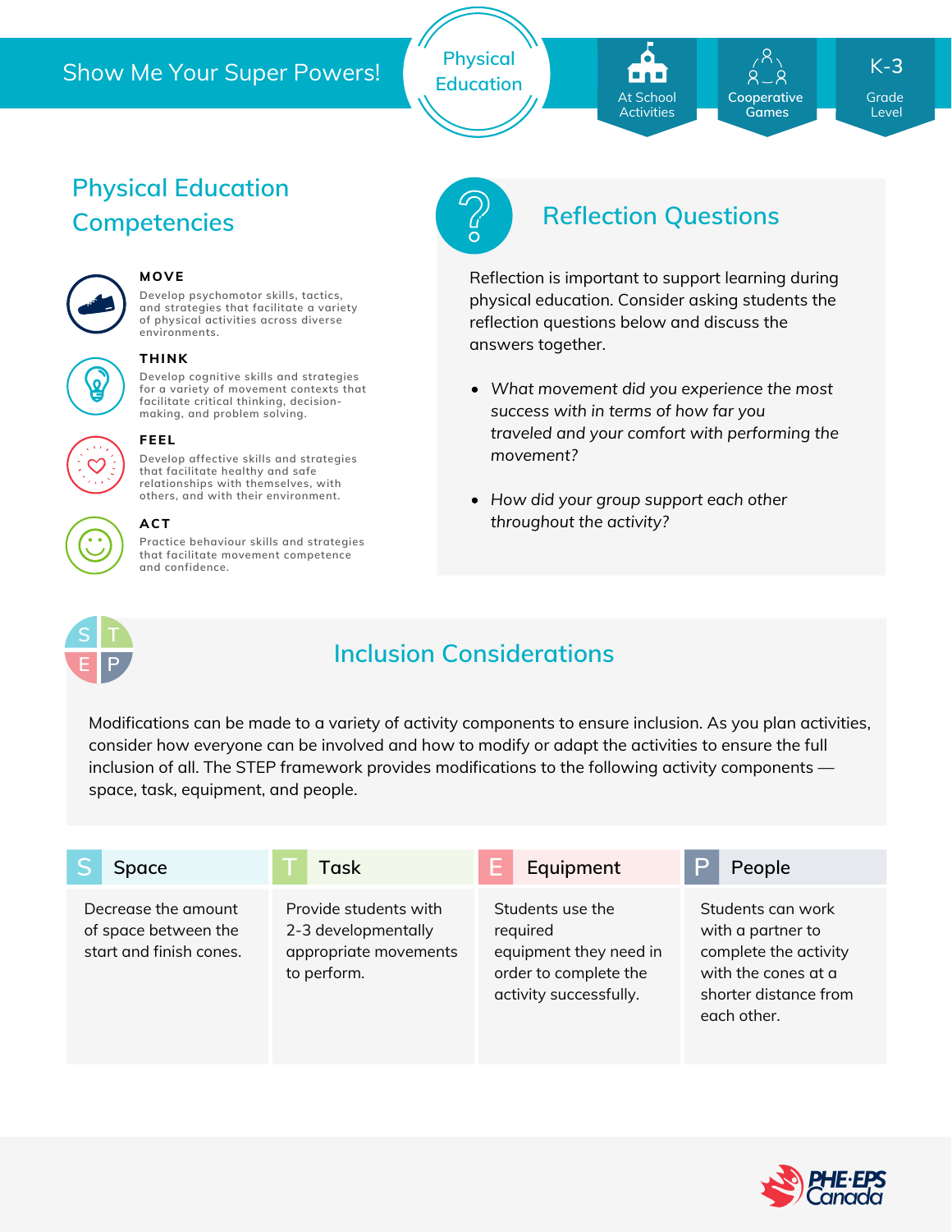Show Me Your Super Powers!

Physical Education

At School Activities | Cooperative Games | K-3 Grade Level

## Physical Education Competencies

**MOVE**

Develop psychomotor skills, tactics, and strategies that facilitate a variety of physical activities across diverse environments.

**THINK**

Develop cognitive skills and strategies for a variety of movement contexts that facilitate critical thinking, decision-making, and problem solving.

**FEEL**

Develop affective skills and strategies that facilitate healthy and safe relationships with themselves, with others, and with their environment.

**ACT**

Practice behaviour skills and strategies that facilitate movement competence and confidence.

## Reflection Questions

Reflection is important to support learning during physical education. Consider asking students the reflection questions below and discuss the answers together.

- *What movement did you experience the most success with in terms of how far you traveled and your comfort with performing the movement?*
- *How did your group support each other throughout the activity?*

## Inclusion Considerations

Modifications can be made to a variety of activity components to ensure inclusion. As you plan activities, consider how everyone can be involved and how to modify or adapt the activities to ensure the full inclusion of all. The STEP framework provides modifications to the following activity components — space, task, equipment, and people.

| S Space | T Task | E Equipment | P People |
| --- | --- | --- | --- |
| Decrease the amount of space between the start and finish cones. | Provide students with 2-3 developmentally appropriate movements to perform. | Students use the required equipment they need in order to complete the activity successfully. | Students can work with a partner to complete the activity with the cones at a shorter distance from each other. |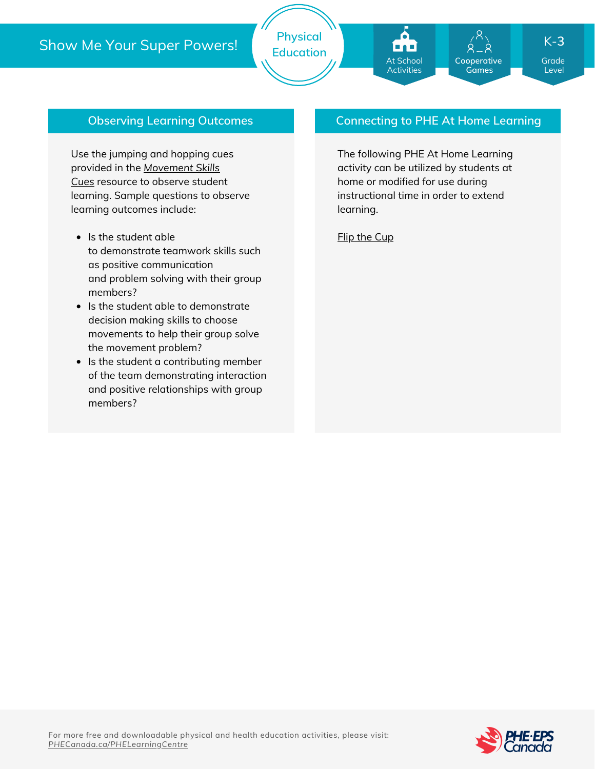## Observing Learning Outcomes

Use the jumping and hopping cues provided in the *Movement Skills Cues* resource to observe student learning. Sample questions to observe learning outcomes include:

- Is the student able to demonstrate teamwork skills such as positive communication and problem solving with their group members?
- Is the student able to demonstrate decision making skills to choose movements to help their group solve the movement problem?
- Is the student a contributing member of the team demonstrating interaction and positive relationships with group members?

## Connecting to PHE At Home Learning

The following PHE At Home Learning activity can be utilized by students at home or modified for use during instructional time in order to extend learning.

Flip the Cup